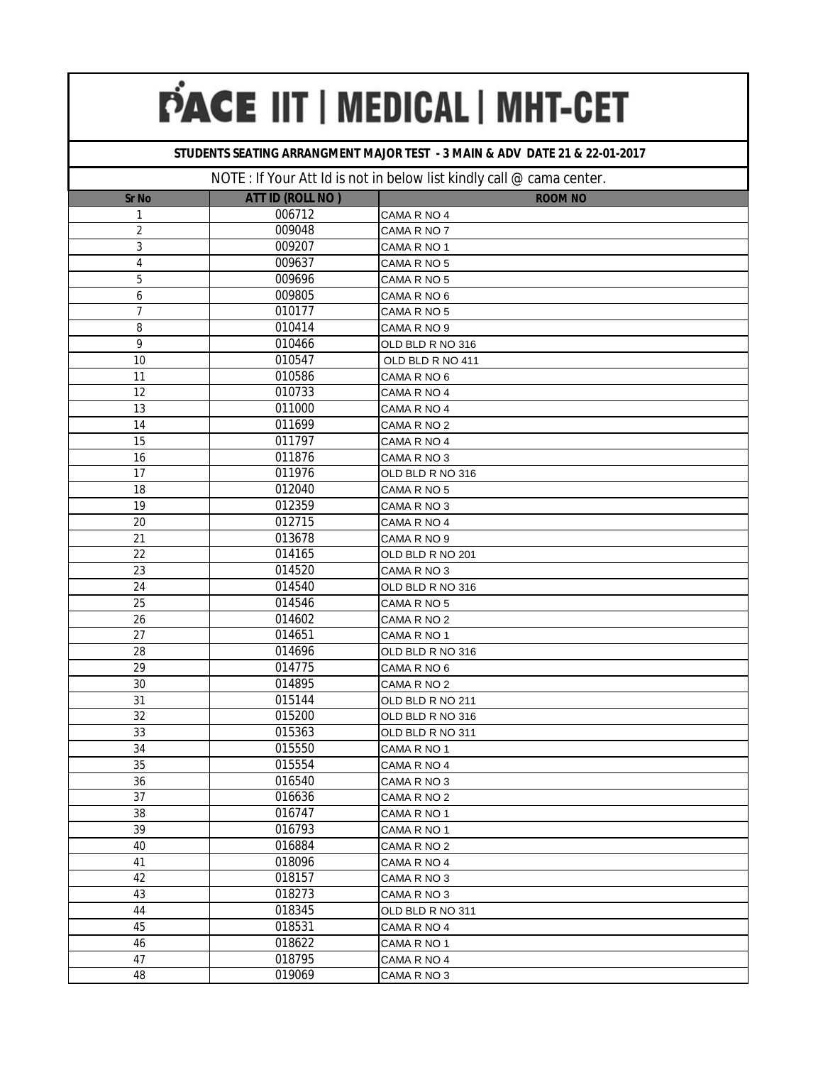# PACE IIT | MEDICAL | MHT-CET

**STUDENTS SEATING ARRANGMENT MAJOR TEST - 3 MAIN & ADV DATE 21 & 22-01-2017**

NOTE : If Your Att Id is not in below list kindly call @ cama center.

| Sr No | ATT ID (ROLL NO ) | ROOM NO |
|---|---|---|
| 1 | 006712 | CAMA R NO 4 |
| 2 | 009048 | CAMA R NO 7 |
| 3 | 009207 | CAMA R NO 1 |
| 4 | 009637 | CAMA R NO 5 |
| 5 | 009696 | CAMA R NO 5 |
| 6 | 009805 | CAMA R NO 6 |
| 7 | 010177 | CAMA R NO 5 |
| 8 | 010414 | CAMA R NO 9 |
| 9 | 010466 | OLD BLD R NO 316 |
| 10 | 010547 | OLD BLD R NO 411 |
| 11 | 010586 | CAMA R NO 6 |
| 12 | 010733 | CAMA R NO 4 |
| 13 | 011000 | CAMA R NO 4 |
| 14 | 011699 | CAMA R NO 2 |
| 15 | 011797 | CAMA R NO 4 |
| 16 | 011876 | CAMA R NO 3 |
| 17 | 011976 | OLD BLD R NO 316 |
| 18 | 012040 | CAMA R NO 5 |
| 19 | 012359 | CAMA R NO 3 |
| 20 | 012715 | CAMA R NO 4 |
| 21 | 013678 | CAMA R NO 9 |
| 22 | 014165 | OLD BLD R NO 201 |
| 23 | 014520 | CAMA R NO 3 |
| 24 | 014540 | OLD BLD R NO 316 |
| 25 | 014546 | CAMA R NO 5 |
| 26 | 014602 | CAMA R NO 2 |
| 27 | 014651 | CAMA R NO 1 |
| 28 | 014696 | OLD BLD R NO 316 |
| 29 | 014775 | CAMA R NO 6 |
| 30 | 014895 | CAMA R NO 2 |
| 31 | 015144 | OLD BLD R NO 211 |
| 32 | 015200 | OLD BLD R NO 316 |
| 33 | 015363 | OLD BLD R NO 311 |
| 34 | 015550 | CAMA R NO 1 |
| 35 | 015554 | CAMA R NO 4 |
| 36 | 016540 | CAMA R NO 3 |
| 37 | 016636 | CAMA R NO 2 |
| 38 | 016747 | CAMA R NO 1 |
| 39 | 016793 | CAMA R NO 1 |
| 40 | 016884 | CAMA R NO 2 |
| 41 | 018096 | CAMA R NO 4 |
| 42 | 018157 | CAMA R NO 3 |
| 43 | 018273 | CAMA R NO 3 |
| 44 | 018345 | OLD BLD R NO 311 |
| 45 | 018531 | CAMA R NO 4 |
| 46 | 018622 | CAMA R NO 1 |
| 47 | 018795 | CAMA R NO 4 |
| 48 | 019069 | CAMA R NO 3 |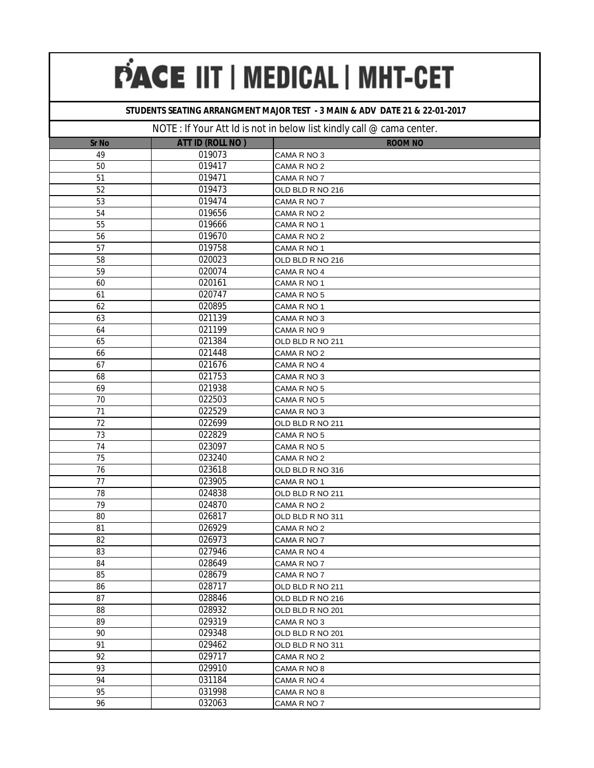# PACE IIT | MEDICAL | MHT-CET

**STUDENTS SEATING ARRANGMENT MAJOR TEST - 3 MAIN & ADV DATE 21 & 22-01-2017**

NOTE : If Your Att Id is not in below list kindly call @ cama center.

| Sr No | ATT ID (ROLL NO ) | ROOM NO |
|---|---|---|
| 49 | 019073 | CAMA R NO 3 |
| 50 | 019417 | CAMA R NO 2 |
| 51 | 019471 | CAMA R NO 7 |
| 52 | 019473 | OLD BLD R NO 216 |
| 53 | 019474 | CAMA R NO 7 |
| 54 | 019656 | CAMA R NO 2 |
| 55 | 019666 | CAMA R NO 1 |
| 56 | 019670 | CAMA R NO 2 |
| 57 | 019758 | CAMA R NO 1 |
| 58 | 020023 | OLD BLD R NO 216 |
| 59 | 020074 | CAMA R NO 4 |
| 60 | 020161 | CAMA R NO 1 |
| 61 | 020747 | CAMA R NO 5 |
| 62 | 020895 | CAMA R NO 1 |
| 63 | 021139 | CAMA R NO 3 |
| 64 | 021199 | CAMA R NO 9 |
| 65 | 021384 | OLD BLD R NO 211 |
| 66 | 021448 | CAMA R NO 2 |
| 67 | 021676 | CAMA R NO 4 |
| 68 | 021753 | CAMA R NO 3 |
| 69 | 021938 | CAMA R NO 5 |
| 70 | 022503 | CAMA R NO 5 |
| 71 | 022529 | CAMA R NO 3 |
| 72 | 022699 | OLD BLD R NO 211 |
| 73 | 022829 | CAMA R NO 5 |
| 74 | 023097 | CAMA R NO 5 |
| 75 | 023240 | CAMA R NO 2 |
| 76 | 023618 | OLD BLD R NO 316 |
| 77 | 023905 | CAMA R NO 1 |
| 78 | 024838 | OLD BLD R NO 211 |
| 79 | 024870 | CAMA R NO 2 |
| 80 | 026817 | OLD BLD R NO 311 |
| 81 | 026929 | CAMA R NO 2 |
| 82 | 026973 | CAMA R NO 7 |
| 83 | 027946 | CAMA R NO 4 |
| 84 | 028649 | CAMA R NO 7 |
| 85 | 028679 | CAMA R NO 7 |
| 86 | 028717 | OLD BLD R NO 211 |
| 87 | 028846 | OLD BLD R NO 216 |
| 88 | 028932 | OLD BLD R NO 201 |
| 89 | 029319 | CAMA R NO 3 |
| 90 | 029348 | OLD BLD R NO 201 |
| 91 | 029462 | OLD BLD R NO 311 |
| 92 | 029717 | CAMA R NO 2 |
| 93 | 029910 | CAMA R NO 8 |
| 94 | 031184 | CAMA R NO 4 |
| 95 | 031998 | CAMA R NO 8 |
| 96 | 032063 | CAMA R NO 7 |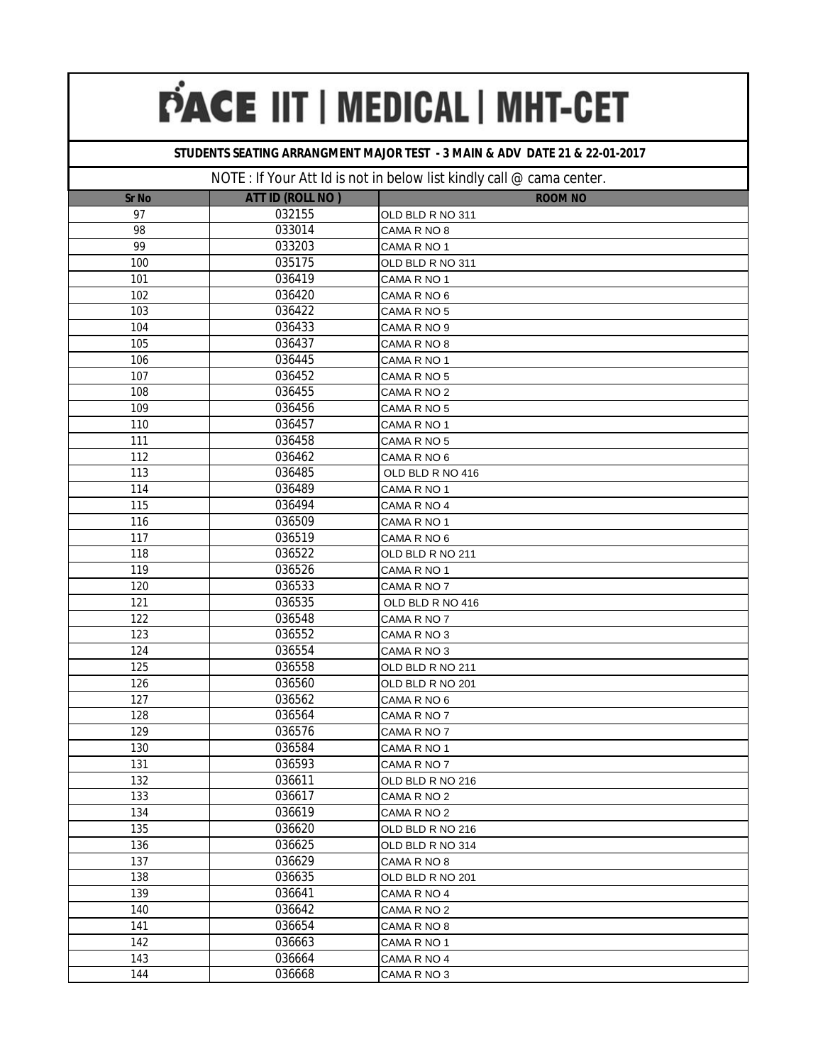# PACE IIT | MEDICAL | MHT-CET

**STUDENTS SEATING ARRANGMENT MAJOR TEST - 3 MAIN & ADV DATE 21 & 22-01-2017**

NOTE : If Your Att Id is not in below list kindly call @ cama center.

| Sr No | ATT ID (ROLL NO ) | ROOM NO |
|---|---|---|
| 97 | 032155 | OLD BLD R NO 311 |
| 98 | 033014 | CAMA R NO 8 |
| 99 | 033203 | CAMA R NO 1 |
| 100 | 035175 | OLD BLD R NO 311 |
| 101 | 036419 | CAMA R NO 1 |
| 102 | 036420 | CAMA R NO 6 |
| 103 | 036422 | CAMA R NO 5 |
| 104 | 036433 | CAMA R NO 9 |
| 105 | 036437 | CAMA R NO 8 |
| 106 | 036445 | CAMA R NO 1 |
| 107 | 036452 | CAMA R NO 5 |
| 108 | 036455 | CAMA R NO 2 |
| 109 | 036456 | CAMA R NO 5 |
| 110 | 036457 | CAMA R NO 1 |
| 111 | 036458 | CAMA R NO 5 |
| 112 | 036462 | CAMA R NO 6 |
| 113 | 036485 | OLD BLD R NO 416 |
| 114 | 036489 | CAMA R NO 1 |
| 115 | 036494 | CAMA R NO 4 |
| 116 | 036509 | CAMA R NO 1 |
| 117 | 036519 | CAMA R NO 6 |
| 118 | 036522 | OLD BLD R NO 211 |
| 119 | 036526 | CAMA R NO 1 |
| 120 | 036533 | CAMA R NO 7 |
| 121 | 036535 | OLD BLD R NO 416 |
| 122 | 036548 | CAMA R NO 7 |
| 123 | 036552 | CAMA R NO 3 |
| 124 | 036554 | CAMA R NO 3 |
| 125 | 036558 | OLD BLD R NO 211 |
| 126 | 036560 | OLD BLD R NO 201 |
| 127 | 036562 | CAMA R NO 6 |
| 128 | 036564 | CAMA R NO 7 |
| 129 | 036576 | CAMA R NO 7 |
| 130 | 036584 | CAMA R NO 1 |
| 131 | 036593 | CAMA R NO 7 |
| 132 | 036611 | OLD BLD R NO 216 |
| 133 | 036617 | CAMA R NO 2 |
| 134 | 036619 | CAMA R NO 2 |
| 135 | 036620 | OLD BLD R NO 216 |
| 136 | 036625 | OLD BLD R NO 314 |
| 137 | 036629 | CAMA R NO 8 |
| 138 | 036635 | OLD BLD R NO 201 |
| 139 | 036641 | CAMA R NO 4 |
| 140 | 036642 | CAMA R NO 2 |
| 141 | 036654 | CAMA R NO 8 |
| 142 | 036663 | CAMA R NO 1 |
| 143 | 036664 | CAMA R NO 4 |
| 144 | 036668 | CAMA R NO 3 |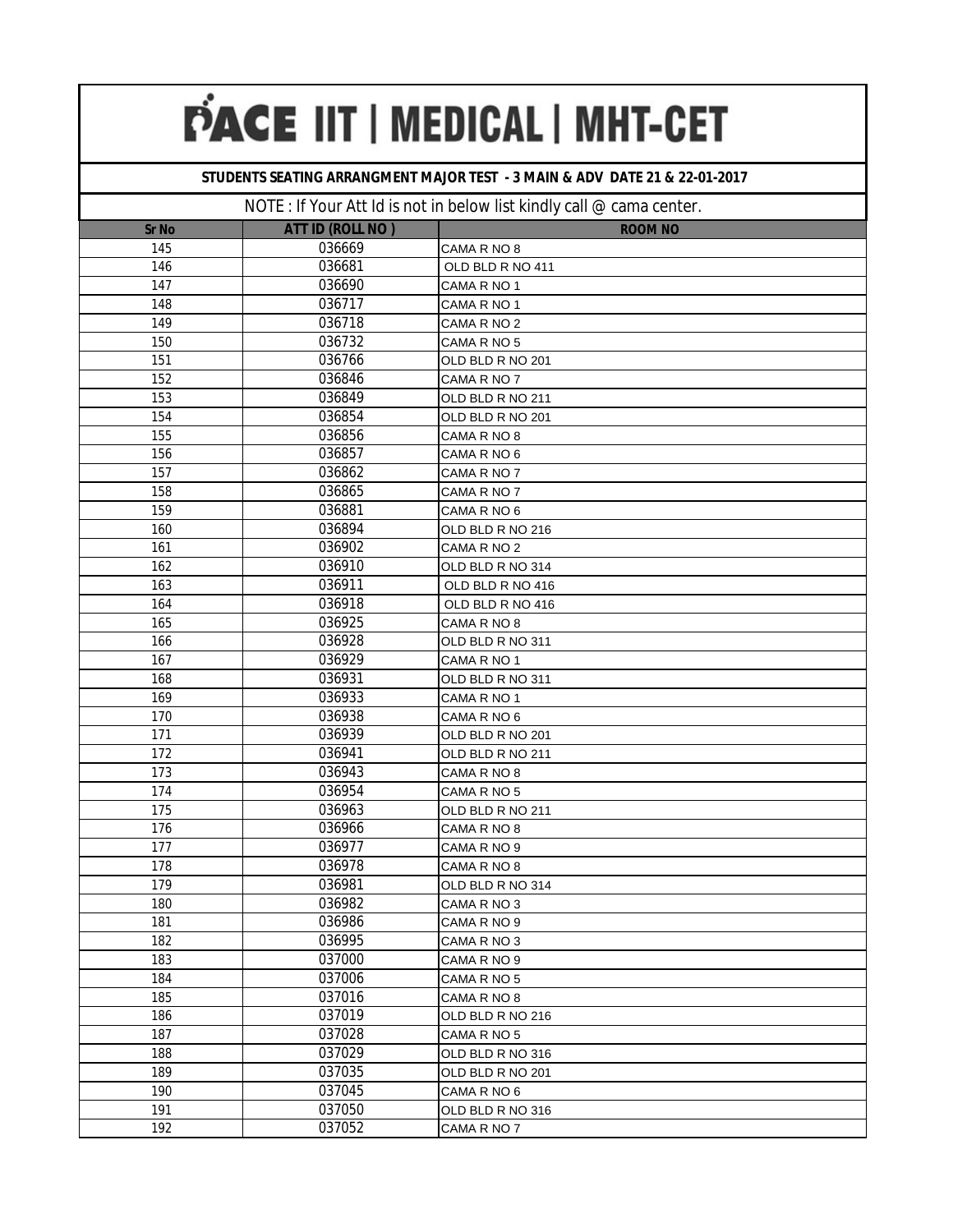# PACE IIT | MEDICAL | MHT-CET

**STUDENTS SEATING ARRANGMENT MAJOR TEST - 3 MAIN & ADV DATE 21 & 22-01-2017**

NOTE : If Your Att Id is not in below list kindly call @ cama center.

| Sr No | ATT ID (ROLL NO ) | ROOM NO |
|---|---|---|
| 145 | 036669 | CAMA R NO 8 |
| 146 | 036681 | OLD BLD R NO 411 |
| 147 | 036690 | CAMA R NO 1 |
| 148 | 036717 | CAMA R NO 1 |
| 149 | 036718 | CAMA R NO 2 |
| 150 | 036732 | CAMA R NO 5 |
| 151 | 036766 | OLD BLD R NO 201 |
| 152 | 036846 | CAMA R NO 7 |
| 153 | 036849 | OLD BLD R NO 211 |
| 154 | 036854 | OLD BLD R NO 201 |
| 155 | 036856 | CAMA R NO 8 |
| 156 | 036857 | CAMA R NO 6 |
| 157 | 036862 | CAMA R NO 7 |
| 158 | 036865 | CAMA R NO 7 |
| 159 | 036881 | CAMA R NO 6 |
| 160 | 036894 | OLD BLD R NO 216 |
| 161 | 036902 | CAMA R NO 2 |
| 162 | 036910 | OLD BLD R NO 314 |
| 163 | 036911 | OLD BLD R NO 416 |
| 164 | 036918 | OLD BLD R NO 416 |
| 165 | 036925 | CAMA R NO 8 |
| 166 | 036928 | OLD BLD R NO 311 |
| 167 | 036929 | CAMA R NO 1 |
| 168 | 036931 | OLD BLD R NO 311 |
| 169 | 036933 | CAMA R NO 1 |
| 170 | 036938 | CAMA R NO 6 |
| 171 | 036939 | OLD BLD R NO 201 |
| 172 | 036941 | OLD BLD R NO 211 |
| 173 | 036943 | CAMA R NO 8 |
| 174 | 036954 | CAMA R NO 5 |
| 175 | 036963 | OLD BLD R NO 211 |
| 176 | 036966 | CAMA R NO 8 |
| 177 | 036977 | CAMA R NO 9 |
| 178 | 036978 | CAMA R NO 8 |
| 179 | 036981 | OLD BLD R NO 314 |
| 180 | 036982 | CAMA R NO 3 |
| 181 | 036986 | CAMA R NO 9 |
| 182 | 036995 | CAMA R NO 3 |
| 183 | 037000 | CAMA R NO 9 |
| 184 | 037006 | CAMA R NO 5 |
| 185 | 037016 | CAMA R NO 8 |
| 186 | 037019 | OLD BLD R NO 216 |
| 187 | 037028 | CAMA R NO 5 |
| 188 | 037029 | OLD BLD R NO 316 |
| 189 | 037035 | OLD BLD R NO 201 |
| 190 | 037045 | CAMA R NO 6 |
| 191 | 037050 | OLD BLD R NO 316 |
| 192 | 037052 | CAMA R NO 7 |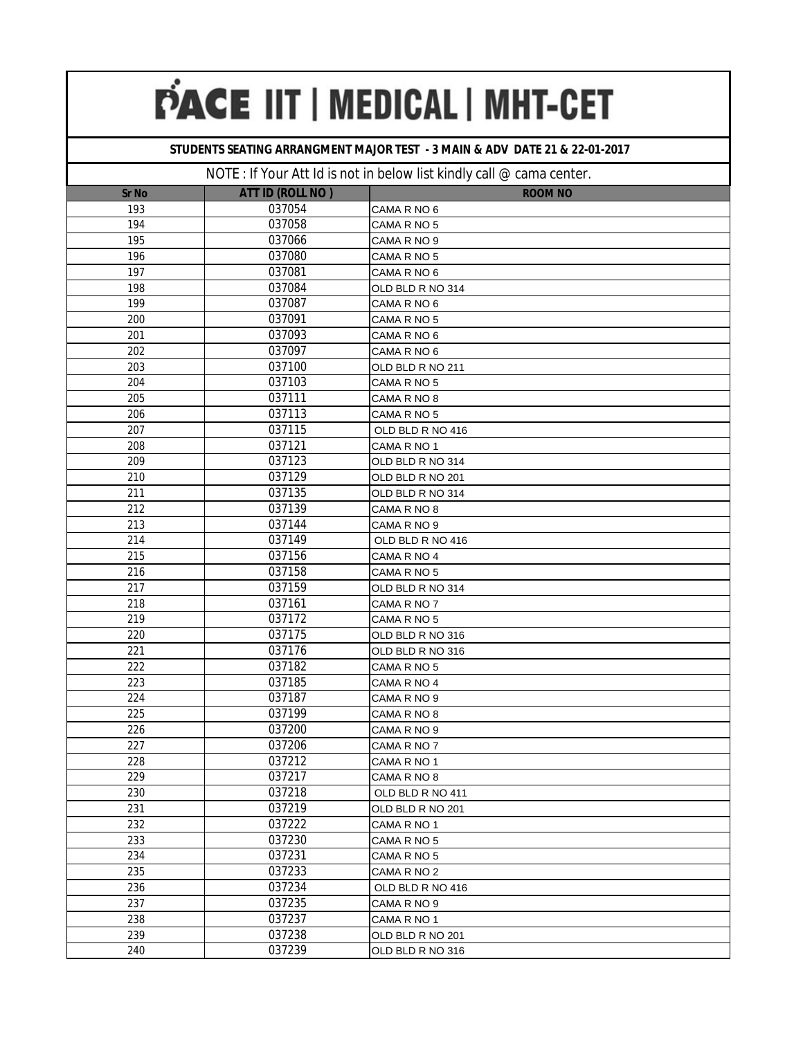# PACE IIT | MEDICAL | MHT-CET

**STUDENTS SEATING ARRANGMENT MAJOR TEST - 3 MAIN & ADV DATE 21 & 22-01-2017**

NOTE : If Your Att Id is not in below list kindly call @ cama center.

| Sr No | ATT ID (ROLL NO ) | ROOM NO |
|---|---|---|
| 193 | 037054 | CAMA R NO 6 |
| 194 | 037058 | CAMA R NO 5 |
| 195 | 037066 | CAMA R NO 9 |
| 196 | 037080 | CAMA R NO 5 |
| 197 | 037081 | CAMA R NO 6 |
| 198 | 037084 | OLD BLD R NO 314 |
| 199 | 037087 | CAMA R NO 6 |
| 200 | 037091 | CAMA R NO 5 |
| 201 | 037093 | CAMA R NO 6 |
| 202 | 037097 | CAMA R NO 6 |
| 203 | 037100 | OLD BLD R NO 211 |
| 204 | 037103 | CAMA R NO 5 |
| 205 | 037111 | CAMA R NO 8 |
| 206 | 037113 | CAMA R NO 5 |
| 207 | 037115 | OLD BLD R NO 416 |
| 208 | 037121 | CAMA R NO 1 |
| 209 | 037123 | OLD BLD R NO 314 |
| 210 | 037129 | OLD BLD R NO 201 |
| 211 | 037135 | OLD BLD R NO 314 |
| 212 | 037139 | CAMA R NO 8 |
| 213 | 037144 | CAMA R NO 9 |
| 214 | 037149 | OLD BLD R NO 416 |
| 215 | 037156 | CAMA R NO 4 |
| 216 | 037158 | CAMA R NO 5 |
| 217 | 037159 | OLD BLD R NO 314 |
| 218 | 037161 | CAMA R NO 7 |
| 219 | 037172 | CAMA R NO 5 |
| 220 | 037175 | OLD BLD R NO 316 |
| 221 | 037176 | OLD BLD R NO 316 |
| 222 | 037182 | CAMA R NO 5 |
| 223 | 037185 | CAMA R NO 4 |
| 224 | 037187 | CAMA R NO 9 |
| 225 | 037199 | CAMA R NO 8 |
| 226 | 037200 | CAMA R NO 9 |
| 227 | 037206 | CAMA R NO 7 |
| 228 | 037212 | CAMA R NO 1 |
| 229 | 037217 | CAMA R NO 8 |
| 230 | 037218 | OLD BLD R NO 411 |
| 231 | 037219 | OLD BLD R NO 201 |
| 232 | 037222 | CAMA R NO 1 |
| 233 | 037230 | CAMA R NO 5 |
| 234 | 037231 | CAMA R NO 5 |
| 235 | 037233 | CAMA R NO 2 |
| 236 | 037234 | OLD BLD R NO 416 |
| 237 | 037235 | CAMA R NO 9 |
| 238 | 037237 | CAMA R NO 1 |
| 239 | 037238 | OLD BLD R NO 201 |
| 240 | 037239 | OLD BLD R NO 316 |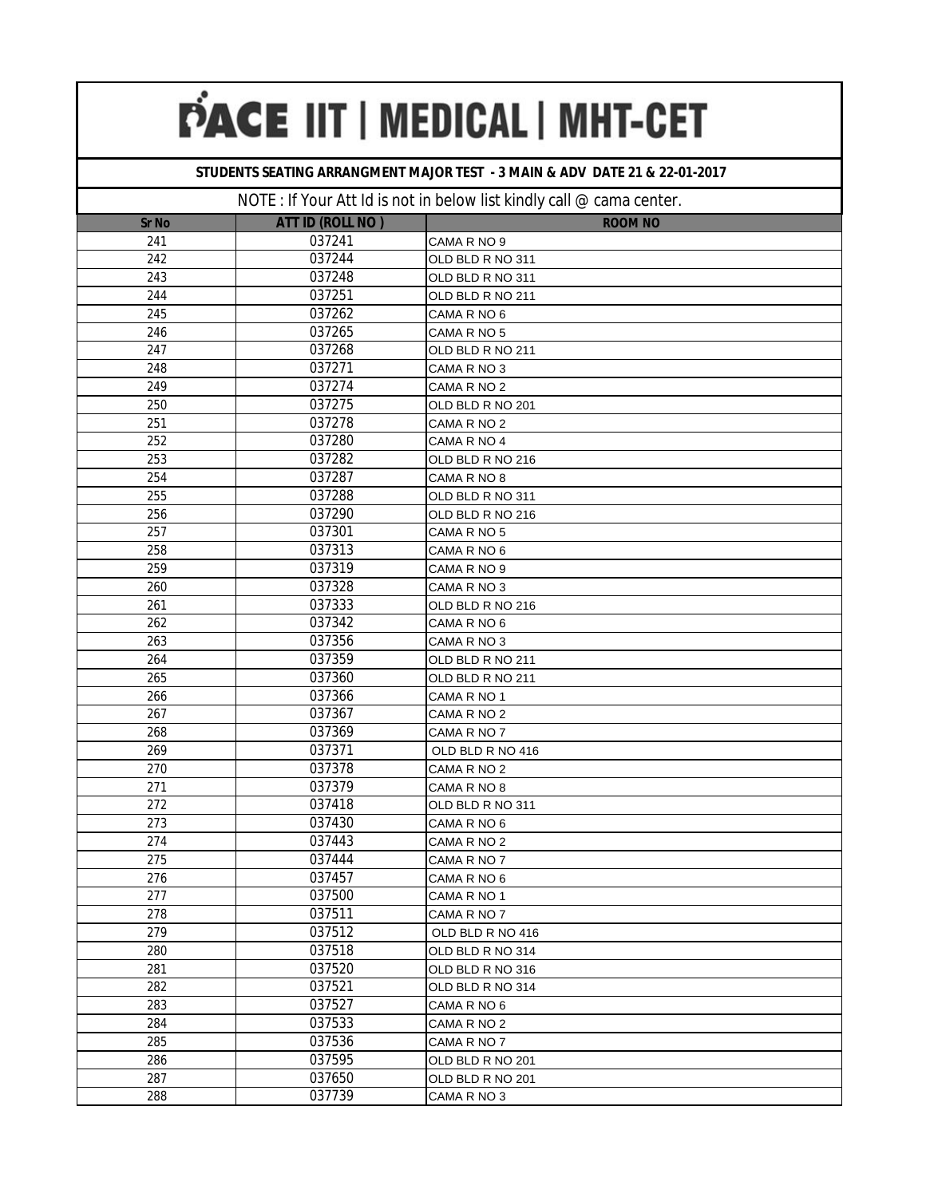# PACE IIT | MEDICAL | MHT-CET

**STUDENTS SEATING ARRANGMENT MAJOR TEST - 3 MAIN & ADV DATE 21 & 22-01-2017**

NOTE : If Your Att Id is not in below list kindly call @ cama center.

| Sr No | ATT ID (ROLL NO ) | ROOM NO |
|---|---|---|
| 241 | 037241 | CAMA R NO 9 |
| 242 | 037244 | OLD BLD R NO 311 |
| 243 | 037248 | OLD BLD R NO 311 |
| 244 | 037251 | OLD BLD R NO 211 |
| 245 | 037262 | CAMA R NO 6 |
| 246 | 037265 | CAMA R NO 5 |
| 247 | 037268 | OLD BLD R NO 211 |
| 248 | 037271 | CAMA R NO 3 |
| 249 | 037274 | CAMA R NO 2 |
| 250 | 037275 | OLD BLD R NO 201 |
| 251 | 037278 | CAMA R NO 2 |
| 252 | 037280 | CAMA R NO 4 |
| 253 | 037282 | OLD BLD R NO 216 |
| 254 | 037287 | CAMA R NO 8 |
| 255 | 037288 | OLD BLD R NO 311 |
| 256 | 037290 | OLD BLD R NO 216 |
| 257 | 037301 | CAMA R NO 5 |
| 258 | 037313 | CAMA R NO 6 |
| 259 | 037319 | CAMA R NO 9 |
| 260 | 037328 | CAMA R NO 3 |
| 261 | 037333 | OLD BLD R NO 216 |
| 262 | 037342 | CAMA R NO 6 |
| 263 | 037356 | CAMA R NO 3 |
| 264 | 037359 | OLD BLD R NO 211 |
| 265 | 037360 | OLD BLD R NO 211 |
| 266 | 037366 | CAMA R NO 1 |
| 267 | 037367 | CAMA R NO 2 |
| 268 | 037369 | CAMA R NO 7 |
| 269 | 037371 | OLD BLD R NO 416 |
| 270 | 037378 | CAMA R NO 2 |
| 271 | 037379 | CAMA R NO 8 |
| 272 | 037418 | OLD BLD R NO 311 |
| 273 | 037430 | CAMA R NO 6 |
| 274 | 037443 | CAMA R NO 2 |
| 275 | 037444 | CAMA R NO 7 |
| 276 | 037457 | CAMA R NO 6 |
| 277 | 037500 | CAMA R NO 1 |
| 278 | 037511 | CAMA R NO 7 |
| 279 | 037512 | OLD BLD R NO 416 |
| 280 | 037518 | OLD BLD R NO 314 |
| 281 | 037520 | OLD BLD R NO 316 |
| 282 | 037521 | OLD BLD R NO 314 |
| 283 | 037527 | CAMA R NO 6 |
| 284 | 037533 | CAMA R NO 2 |
| 285 | 037536 | CAMA R NO 7 |
| 286 | 037595 | OLD BLD R NO 201 |
| 287 | 037650 | OLD BLD R NO 201 |
| 288 | 037739 | CAMA R NO 3 |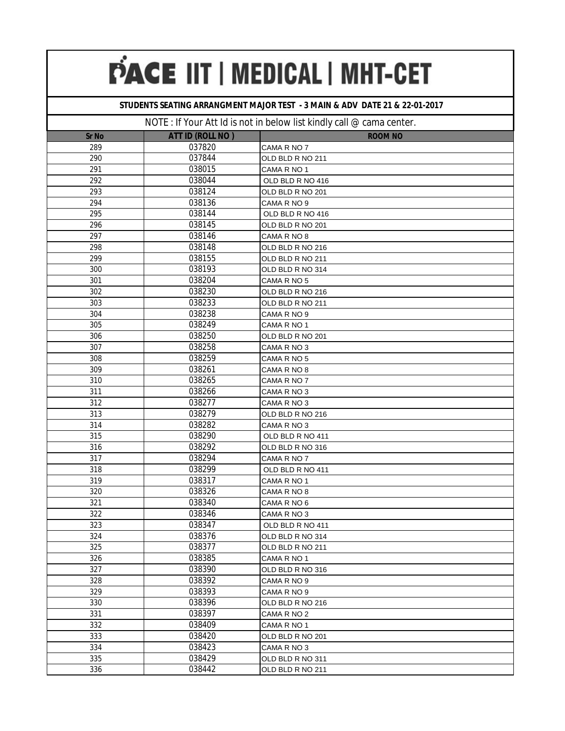# PACE IIT | MEDICAL | MHT-CET

## STUDENTS SEATING ARRANGMENT MAJOR TEST - 3 MAIN & ADV DATE 21 & 22-01-2017

NOTE : If Your Att Id is not in below list kindly call @ cama center.

| Sr No | ATT ID (ROLL NO ) | ROOM NO |
|---|---|---|
| 289 | 037820 | CAMA R NO 7 |
| 290 | 037844 | OLD BLD R NO 211 |
| 291 | 038015 | CAMA R NO 1 |
| 292 | 038044 | OLD BLD R NO 416 |
| 293 | 038124 | OLD BLD R NO 201 |
| 294 | 038136 | CAMA R NO 9 |
| 295 | 038144 | OLD BLD R NO 416 |
| 296 | 038145 | OLD BLD R NO 201 |
| 297 | 038146 | CAMA R NO 8 |
| 298 | 038148 | OLD BLD R NO 216 |
| 299 | 038155 | OLD BLD R NO 211 |
| 300 | 038193 | OLD BLD R NO 314 |
| 301 | 038204 | CAMA R NO 5 |
| 302 | 038230 | OLD BLD R NO 216 |
| 303 | 038233 | OLD BLD R NO 211 |
| 304 | 038238 | CAMA R NO 9 |
| 305 | 038249 | CAMA R NO 1 |
| 306 | 038250 | OLD BLD R NO 201 |
| 307 | 038258 | CAMA R NO 3 |
| 308 | 038259 | CAMA R NO 5 |
| 309 | 038261 | CAMA R NO 8 |
| 310 | 038265 | CAMA R NO 7 |
| 311 | 038266 | CAMA R NO 3 |
| 312 | 038277 | CAMA R NO 3 |
| 313 | 038279 | OLD BLD R NO 216 |
| 314 | 038282 | CAMA R NO 3 |
| 315 | 038290 | OLD BLD R NO 411 |
| 316 | 038292 | OLD BLD R NO 316 |
| 317 | 038294 | CAMA R NO 7 |
| 318 | 038299 | OLD BLD R NO 411 |
| 319 | 038317 | CAMA R NO 1 |
| 320 | 038326 | CAMA R NO 8 |
| 321 | 038340 | CAMA R NO 6 |
| 322 | 038346 | CAMA R NO 3 |
| 323 | 038347 | OLD BLD R NO 411 |
| 324 | 038376 | OLD BLD R NO 314 |
| 325 | 038377 | OLD BLD R NO 211 |
| 326 | 038385 | CAMA R NO 1 |
| 327 | 038390 | OLD BLD R NO 316 |
| 328 | 038392 | CAMA R NO 9 |
| 329 | 038393 | CAMA R NO 9 |
| 330 | 038396 | OLD BLD R NO 216 |
| 331 | 038397 | CAMA R NO 2 |
| 332 | 038409 | CAMA R NO 1 |
| 333 | 038420 | OLD BLD R NO 201 |
| 334 | 038423 | CAMA R NO 3 |
| 335 | 038429 | OLD BLD R NO 311 |
| 336 | 038442 | OLD BLD R NO 211 |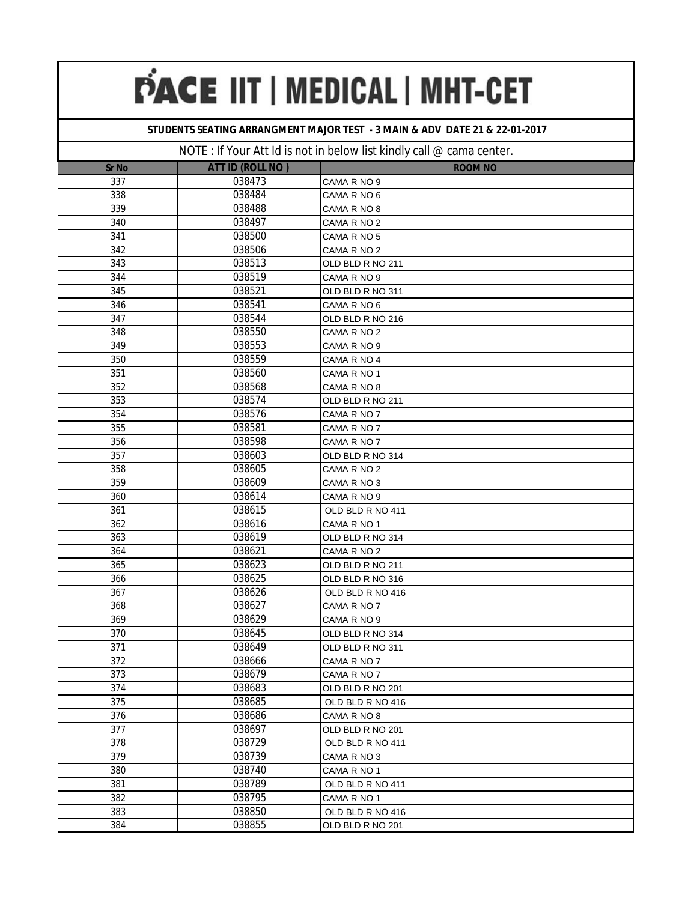# PACE IIT | MEDICAL | MHT-CET

**STUDENTS SEATING ARRANGMENT MAJOR TEST - 3 MAIN & ADV DATE 21 & 22-01-2017**

NOTE : If Your Att Id is not in below list kindly call @ cama center.

| Sr No | ATT ID (ROLL NO ) | ROOM NO |
|---|---|---|
| 337 | 038473 | CAMA R NO 9 |
| 338 | 038484 | CAMA R NO 6 |
| 339 | 038488 | CAMA R NO 8 |
| 340 | 038497 | CAMA R NO 2 |
| 341 | 038500 | CAMA R NO 5 |
| 342 | 038506 | CAMA R NO 2 |
| 343 | 038513 | OLD BLD R NO 211 |
| 344 | 038519 | CAMA R NO 9 |
| 345 | 038521 | OLD BLD R NO 311 |
| 346 | 038541 | CAMA R NO 6 |
| 347 | 038544 | OLD BLD R NO 216 |
| 348 | 038550 | CAMA R NO 2 |
| 349 | 038553 | CAMA R NO 9 |
| 350 | 038559 | CAMA R NO 4 |
| 351 | 038560 | CAMA R NO 1 |
| 352 | 038568 | CAMA R NO 8 |
| 353 | 038574 | OLD BLD R NO 211 |
| 354 | 038576 | CAMA R NO 7 |
| 355 | 038581 | CAMA R NO 7 |
| 356 | 038598 | CAMA R NO 7 |
| 357 | 038603 | OLD BLD R NO 314 |
| 358 | 038605 | CAMA R NO 2 |
| 359 | 038609 | CAMA R NO 3 |
| 360 | 038614 | CAMA R NO 9 |
| 361 | 038615 | OLD BLD R NO 411 |
| 362 | 038616 | CAMA R NO 1 |
| 363 | 038619 | OLD BLD R NO 314 |
| 364 | 038621 | CAMA R NO 2 |
| 365 | 038623 | OLD BLD R NO 211 |
| 366 | 038625 | OLD BLD R NO 316 |
| 367 | 038626 | OLD BLD R NO 416 |
| 368 | 038627 | CAMA R NO 7 |
| 369 | 038629 | CAMA R NO 9 |
| 370 | 038645 | OLD BLD R NO 314 |
| 371 | 038649 | OLD BLD R NO 311 |
| 372 | 038666 | CAMA R NO 7 |
| 373 | 038679 | CAMA R NO 7 |
| 374 | 038683 | OLD BLD R NO 201 |
| 375 | 038685 | OLD BLD R NO 416 |
| 376 | 038686 | CAMA R NO 8 |
| 377 | 038697 | OLD BLD R NO 201 |
| 378 | 038729 | OLD BLD R NO 411 |
| 379 | 038739 | CAMA R NO 3 |
| 380 | 038740 | CAMA R NO 1 |
| 381 | 038789 | OLD BLD R NO 411 |
| 382 | 038795 | CAMA R NO 1 |
| 383 | 038850 | OLD BLD R NO 416 |
| 384 | 038855 | OLD BLD R NO 201 |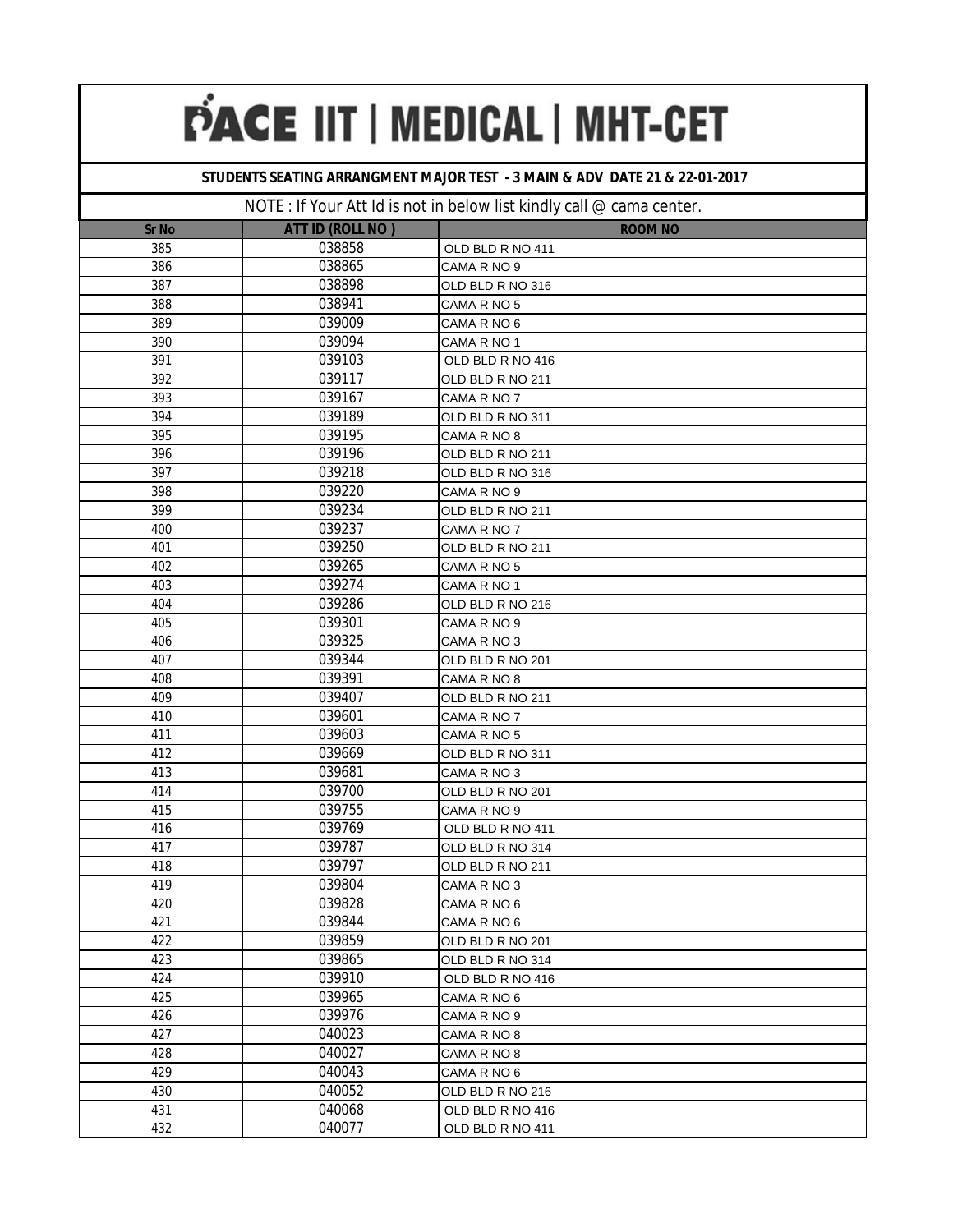# PACE IIT | MEDICAL | MHT-CET

**STUDENTS SEATING ARRANGMENT MAJOR TEST - 3 MAIN & ADV DATE 21 & 22-01-2017**

NOTE : If Your Att Id is not in below list kindly call @ cama center.

| Sr No | ATT ID (ROLL NO ) | ROOM NO |
|---|---|---|
| 385 | 038858 | OLD BLD R NO 411 |
| 386 | 038865 | CAMA R NO 9 |
| 387 | 038898 | OLD BLD R NO 316 |
| 388 | 038941 | CAMA R NO 5 |
| 389 | 039009 | CAMA R NO 6 |
| 390 | 039094 | CAMA R NO 1 |
| 391 | 039103 | OLD BLD R NO 416 |
| 392 | 039117 | OLD BLD R NO 211 |
| 393 | 039167 | CAMA R NO 7 |
| 394 | 039189 | OLD BLD R NO 311 |
| 395 | 039195 | CAMA R NO 8 |
| 396 | 039196 | OLD BLD R NO 211 |
| 397 | 039218 | OLD BLD R NO 316 |
| 398 | 039220 | CAMA R NO 9 |
| 399 | 039234 | OLD BLD R NO 211 |
| 400 | 039237 | CAMA R NO 7 |
| 401 | 039250 | OLD BLD R NO 211 |
| 402 | 039265 | CAMA R NO 5 |
| 403 | 039274 | CAMA R NO 1 |
| 404 | 039286 | OLD BLD R NO 216 |
| 405 | 039301 | CAMA R NO 9 |
| 406 | 039325 | CAMA R NO 3 |
| 407 | 039344 | OLD BLD R NO 201 |
| 408 | 039391 | CAMA R NO 8 |
| 409 | 039407 | OLD BLD R NO 211 |
| 410 | 039601 | CAMA R NO 7 |
| 411 | 039603 | CAMA R NO 5 |
| 412 | 039669 | OLD BLD R NO 311 |
| 413 | 039681 | CAMA R NO 3 |
| 414 | 039700 | OLD BLD R NO 201 |
| 415 | 039755 | CAMA R NO 9 |
| 416 | 039769 | OLD BLD R NO 411 |
| 417 | 039787 | OLD BLD R NO 314 |
| 418 | 039797 | OLD BLD R NO 211 |
| 419 | 039804 | CAMA R NO 3 |
| 420 | 039828 | CAMA R NO 6 |
| 421 | 039844 | CAMA R NO 6 |
| 422 | 039859 | OLD BLD R NO 201 |
| 423 | 039865 | OLD BLD R NO 314 |
| 424 | 039910 | OLD BLD R NO 416 |
| 425 | 039965 | CAMA R NO 6 |
| 426 | 039976 | CAMA R NO 9 |
| 427 | 040023 | CAMA R NO 8 |
| 428 | 040027 | CAMA R NO 8 |
| 429 | 040043 | CAMA R NO 6 |
| 430 | 040052 | OLD BLD R NO 216 |
| 431 | 040068 | OLD BLD R NO 416 |
| 432 | 040077 | OLD BLD R NO 411 |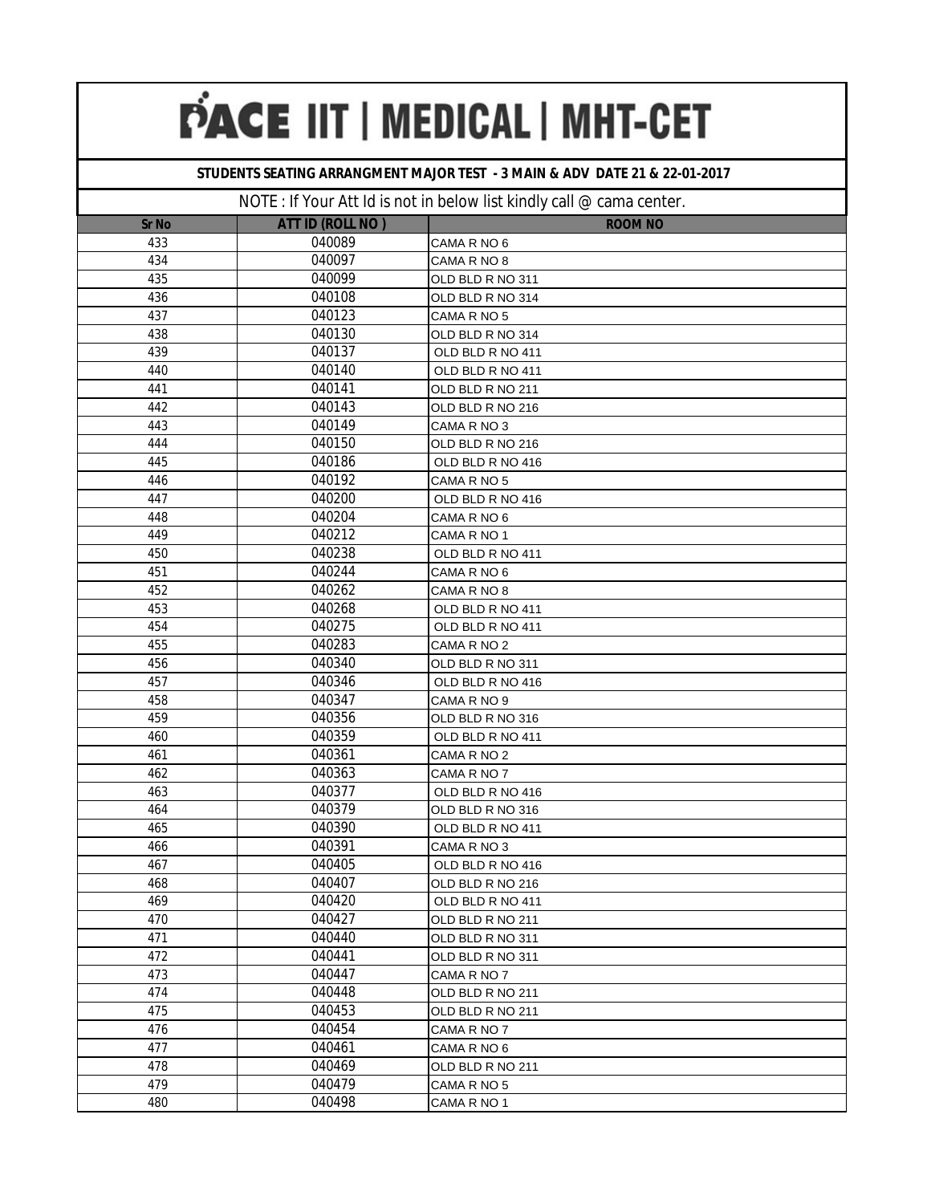# PACE IIT | MEDICAL | MHT-CET

## STUDENTS SEATING ARRANGMENT MAJOR TEST - 3 MAIN & ADV DATE 21 & 22-01-2017

NOTE : If Your Att Id is not in below list kindly call @ cama center.

| Sr No | ATT ID (ROLL NO ) | ROOM NO |
|---|---|---|
| 433 | 040089 | CAMA R NO 6 |
| 434 | 040097 | CAMA R NO 8 |
| 435 | 040099 | OLD BLD R NO 311 |
| 436 | 040108 | OLD BLD R NO 314 |
| 437 | 040123 | CAMA R NO 5 |
| 438 | 040130 | OLD BLD R NO 314 |
| 439 | 040137 | OLD BLD R NO 411 |
| 440 | 040140 | OLD BLD R NO 411 |
| 441 | 040141 | OLD BLD R NO 211 |
| 442 | 040143 | OLD BLD R NO 216 |
| 443 | 040149 | CAMA R NO 3 |
| 444 | 040150 | OLD BLD R NO 216 |
| 445 | 040186 | OLD BLD R NO 416 |
| 446 | 040192 | CAMA R NO 5 |
| 447 | 040200 | OLD BLD R NO 416 |
| 448 | 040204 | CAMA R NO 6 |
| 449 | 040212 | CAMA R NO 1 |
| 450 | 040238 | OLD BLD R NO 411 |
| 451 | 040244 | CAMA R NO 6 |
| 452 | 040262 | CAMA R NO 8 |
| 453 | 040268 | OLD BLD R NO 411 |
| 454 | 040275 | OLD BLD R NO 411 |
| 455 | 040283 | CAMA R NO 2 |
| 456 | 040340 | OLD BLD R NO 311 |
| 457 | 040346 | OLD BLD R NO 416 |
| 458 | 040347 | CAMA R NO 9 |
| 459 | 040356 | OLD BLD R NO 316 |
| 460 | 040359 | OLD BLD R NO 411 |
| 461 | 040361 | CAMA R NO 2 |
| 462 | 040363 | CAMA R NO 7 |
| 463 | 040377 | OLD BLD R NO 416 |
| 464 | 040379 | OLD BLD R NO 316 |
| 465 | 040390 | OLD BLD R NO 411 |
| 466 | 040391 | CAMA R NO 3 |
| 467 | 040405 | OLD BLD R NO 416 |
| 468 | 040407 | OLD BLD R NO 216 |
| 469 | 040420 | OLD BLD R NO 411 |
| 470 | 040427 | OLD BLD R NO 211 |
| 471 | 040440 | OLD BLD R NO 311 |
| 472 | 040441 | OLD BLD R NO 311 |
| 473 | 040447 | CAMA R NO 7 |
| 474 | 040448 | OLD BLD R NO 211 |
| 475 | 040453 | OLD BLD R NO 211 |
| 476 | 040454 | CAMA R NO 7 |
| 477 | 040461 | CAMA R NO 6 |
| 478 | 040469 | OLD BLD R NO 211 |
| 479 | 040479 | CAMA R NO 5 |
| 480 | 040498 | CAMA R NO 1 |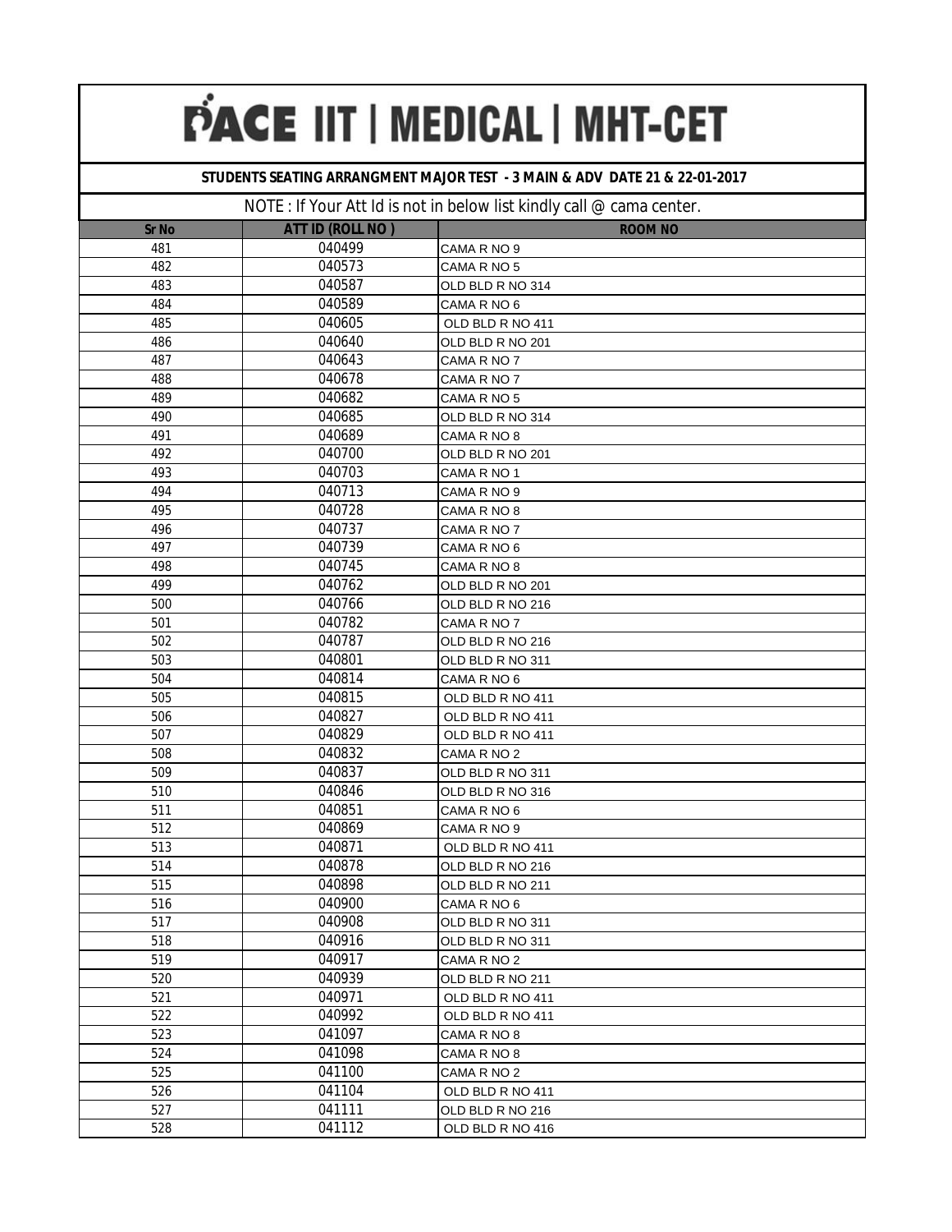# PACE IIT | MEDICAL | MHT-CET

**STUDENTS SEATING ARRANGMENT MAJOR TEST - 3 MAIN & ADV DATE 21 & 22-01-2017**

NOTE : If Your Att Id is not in below list kindly call @ cama center.

| Sr No | ATT ID (ROLL NO ) | ROOM NO |
|---|---|---|
| 481 | 040499 | CAMA R NO 9 |
| 482 | 040573 | CAMA R NO 5 |
| 483 | 040587 | OLD BLD R NO 314 |
| 484 | 040589 | CAMA R NO 6 |
| 485 | 040605 | OLD BLD R NO 411 |
| 486 | 040640 | OLD BLD R NO 201 |
| 487 | 040643 | CAMA R NO 7 |
| 488 | 040678 | CAMA R NO 7 |
| 489 | 040682 | CAMA R NO 5 |
| 490 | 040685 | OLD BLD R NO 314 |
| 491 | 040689 | CAMA R NO 8 |
| 492 | 040700 | OLD BLD R NO 201 |
| 493 | 040703 | CAMA R NO 1 |
| 494 | 040713 | CAMA R NO 9 |
| 495 | 040728 | CAMA R NO 8 |
| 496 | 040737 | CAMA R NO 7 |
| 497 | 040739 | CAMA R NO 6 |
| 498 | 040745 | CAMA R NO 8 |
| 499 | 040762 | OLD BLD R NO 201 |
| 500 | 040766 | OLD BLD R NO 216 |
| 501 | 040782 | CAMA R NO 7 |
| 502 | 040787 | OLD BLD R NO 216 |
| 503 | 040801 | OLD BLD R NO 311 |
| 504 | 040814 | CAMA R NO 6 |
| 505 | 040815 | OLD BLD R NO 411 |
| 506 | 040827 | OLD BLD R NO 411 |
| 507 | 040829 | OLD BLD R NO 411 |
| 508 | 040832 | CAMA R NO 2 |
| 509 | 040837 | OLD BLD R NO 311 |
| 510 | 040846 | OLD BLD R NO 316 |
| 511 | 040851 | CAMA R NO 6 |
| 512 | 040869 | CAMA R NO 9 |
| 513 | 040871 | OLD BLD R NO 411 |
| 514 | 040878 | OLD BLD R NO 216 |
| 515 | 040898 | OLD BLD R NO 211 |
| 516 | 040900 | CAMA R NO 6 |
| 517 | 040908 | OLD BLD R NO 311 |
| 518 | 040916 | OLD BLD R NO 311 |
| 519 | 040917 | CAMA R NO 2 |
| 520 | 040939 | OLD BLD R NO 211 |
| 521 | 040971 | OLD BLD R NO 411 |
| 522 | 040992 | OLD BLD R NO 411 |
| 523 | 041097 | CAMA R NO 8 |
| 524 | 041098 | CAMA R NO 8 |
| 525 | 041100 | CAMA R NO 2 |
| 526 | 041104 | OLD BLD R NO 411 |
| 527 | 041111 | OLD BLD R NO 216 |
| 528 | 041112 | OLD BLD R NO 416 |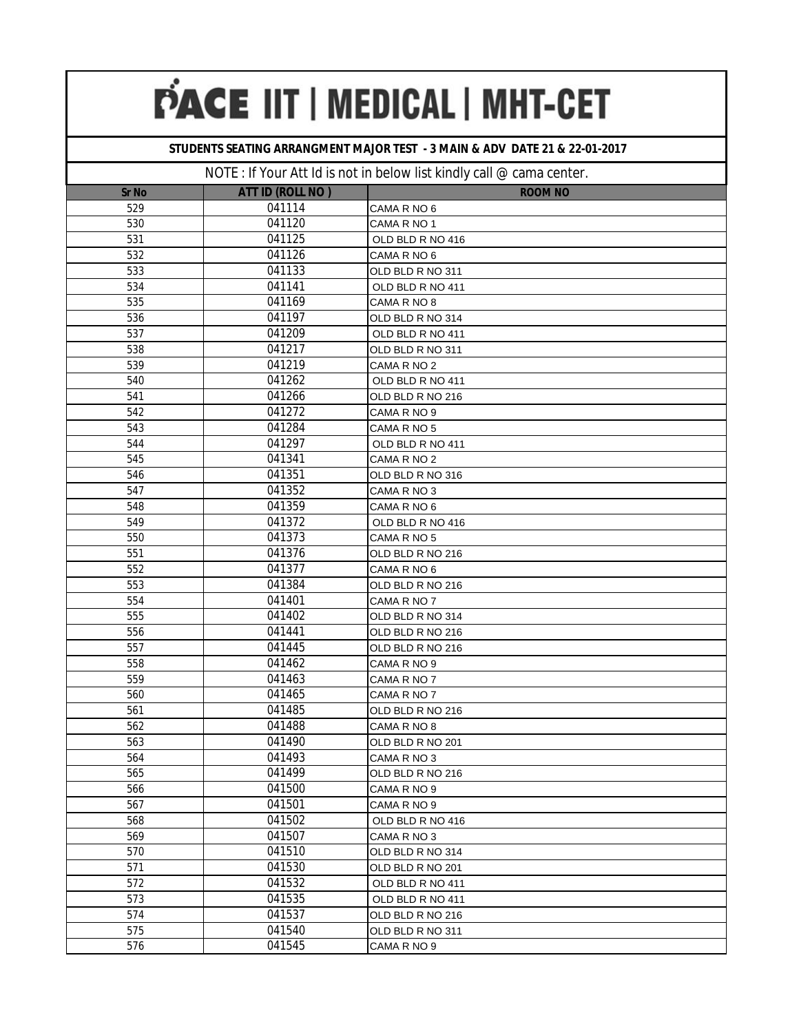# PACE IIT | MEDICAL | MHT-CET

**STUDENTS SEATING ARRANGMENT MAJOR TEST - 3 MAIN & ADV DATE 21 & 22-01-2017**

NOTE : If Your Att Id is not in below list kindly call @ cama center.

| Sr No | ATT ID (ROLL NO ) | ROOM NO |
|---|---|---|
| 529 | 041114 | CAMA R NO 6 |
| 530 | 041120 | CAMA R NO 1 |
| 531 | 041125 | OLD BLD R NO 416 |
| 532 | 041126 | CAMA R NO 6 |
| 533 | 041133 | OLD BLD R NO 311 |
| 534 | 041141 | OLD BLD R NO 411 |
| 535 | 041169 | CAMA R NO 8 |
| 536 | 041197 | OLD BLD R NO 314 |
| 537 | 041209 | OLD BLD R NO 411 |
| 538 | 041217 | OLD BLD R NO 311 |
| 539 | 041219 | CAMA R NO 2 |
| 540 | 041262 | OLD BLD R NO 411 |
| 541 | 041266 | OLD BLD R NO 216 |
| 542 | 041272 | CAMA R NO 9 |
| 543 | 041284 | CAMA R NO 5 |
| 544 | 041297 | OLD BLD R NO 411 |
| 545 | 041341 | CAMA R NO 2 |
| 546 | 041351 | OLD BLD R NO 316 |
| 547 | 041352 | CAMA R NO 3 |
| 548 | 041359 | CAMA R NO 6 |
| 549 | 041372 | OLD BLD R NO 416 |
| 550 | 041373 | CAMA R NO 5 |
| 551 | 041376 | OLD BLD R NO 216 |
| 552 | 041377 | CAMA R NO 6 |
| 553 | 041384 | OLD BLD R NO 216 |
| 554 | 041401 | CAMA R NO 7 |
| 555 | 041402 | OLD BLD R NO 314 |
| 556 | 041441 | OLD BLD R NO 216 |
| 557 | 041445 | OLD BLD R NO 216 |
| 558 | 041462 | CAMA R NO 9 |
| 559 | 041463 | CAMA R NO 7 |
| 560 | 041465 | CAMA R NO 7 |
| 561 | 041485 | OLD BLD R NO 216 |
| 562 | 041488 | CAMA R NO 8 |
| 563 | 041490 | OLD BLD R NO 201 |
| 564 | 041493 | CAMA R NO 3 |
| 565 | 041499 | OLD BLD R NO 216 |
| 566 | 041500 | CAMA R NO 9 |
| 567 | 041501 | CAMA R NO 9 |
| 568 | 041502 | OLD BLD R NO 416 |
| 569 | 041507 | CAMA R NO 3 |
| 570 | 041510 | OLD BLD R NO 314 |
| 571 | 041530 | OLD BLD R NO 201 |
| 572 | 041532 | OLD BLD R NO 411 |
| 573 | 041535 | OLD BLD R NO 411 |
| 574 | 041537 | OLD BLD R NO 216 |
| 575 | 041540 | OLD BLD R NO 311 |
| 576 | 041545 | CAMA R NO 9 |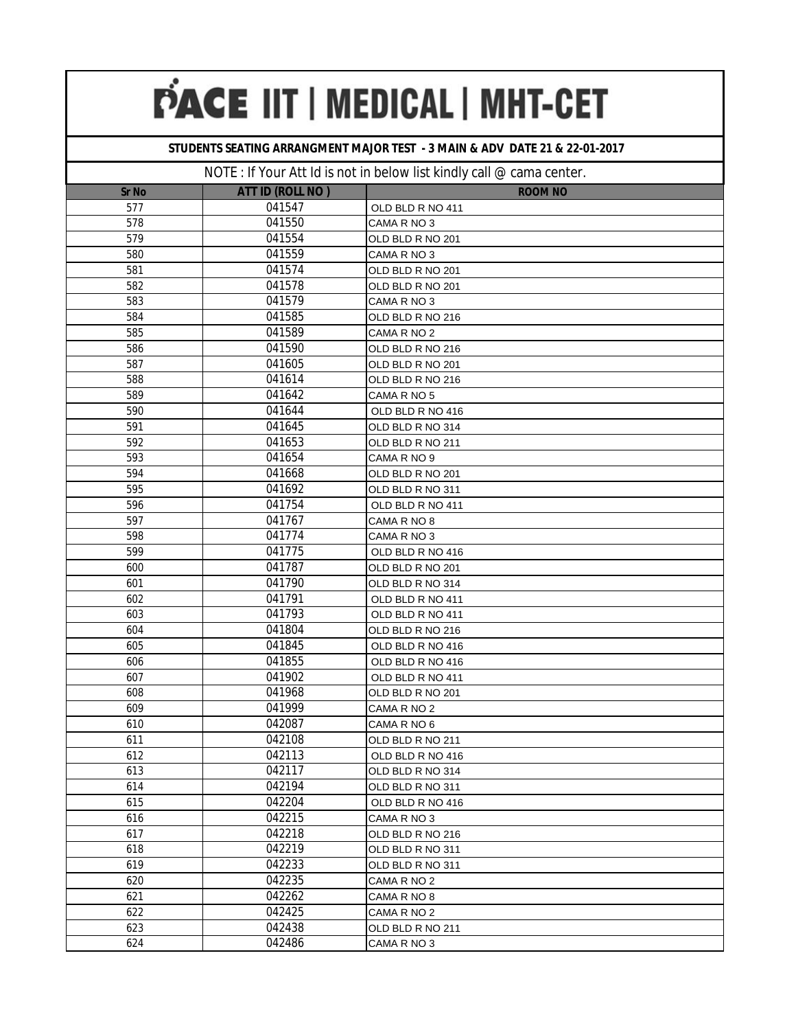# PACE IIT | MEDICAL | MHT-CET

**STUDENTS SEATING ARRANGMENT MAJOR TEST - 3 MAIN & ADV DATE 21 & 22-01-2017**

NOTE : If Your Att Id is not in below list kindly call @ cama center.

| Sr No | ATT ID (ROLL NO ) | ROOM NO |
|---|---|---|
| 577 | 041547 | OLD BLD R NO 411 |
| 578 | 041550 | CAMA R NO 3 |
| 579 | 041554 | OLD BLD R NO 201 |
| 580 | 041559 | CAMA R NO 3 |
| 581 | 041574 | OLD BLD R NO 201 |
| 582 | 041578 | OLD BLD R NO 201 |
| 583 | 041579 | CAMA R NO 3 |
| 584 | 041585 | OLD BLD R NO 216 |
| 585 | 041589 | CAMA R NO 2 |
| 586 | 041590 | OLD BLD R NO 216 |
| 587 | 041605 | OLD BLD R NO 201 |
| 588 | 041614 | OLD BLD R NO 216 |
| 589 | 041642 | CAMA R NO 5 |
| 590 | 041644 | OLD BLD R NO 416 |
| 591 | 041645 | OLD BLD R NO 314 |
| 592 | 041653 | OLD BLD R NO 211 |
| 593 | 041654 | CAMA R NO 9 |
| 594 | 041668 | OLD BLD R NO 201 |
| 595 | 041692 | OLD BLD R NO 311 |
| 596 | 041754 | OLD BLD R NO 411 |
| 597 | 041767 | CAMA R NO 8 |
| 598 | 041774 | CAMA R NO 3 |
| 599 | 041775 | OLD BLD R NO 416 |
| 600 | 041787 | OLD BLD R NO 201 |
| 601 | 041790 | OLD BLD R NO 314 |
| 602 | 041791 | OLD BLD R NO 411 |
| 603 | 041793 | OLD BLD R NO 411 |
| 604 | 041804 | OLD BLD R NO 216 |
| 605 | 041845 | OLD BLD R NO 416 |
| 606 | 041855 | OLD BLD R NO 416 |
| 607 | 041902 | OLD BLD R NO 411 |
| 608 | 041968 | OLD BLD R NO 201 |
| 609 | 041999 | CAMA R NO 2 |
| 610 | 042087 | CAMA R NO 6 |
| 611 | 042108 | OLD BLD R NO 211 |
| 612 | 042113 | OLD BLD R NO 416 |
| 613 | 042117 | OLD BLD R NO 314 |
| 614 | 042194 | OLD BLD R NO 311 |
| 615 | 042204 | OLD BLD R NO 416 |
| 616 | 042215 | CAMA R NO 3 |
| 617 | 042218 | OLD BLD R NO 216 |
| 618 | 042219 | OLD BLD R NO 311 |
| 619 | 042233 | OLD BLD R NO 311 |
| 620 | 042235 | CAMA R NO 2 |
| 621 | 042262 | CAMA R NO 8 |
| 622 | 042425 | CAMA R NO 2 |
| 623 | 042438 | OLD BLD R NO 211 |
| 624 | 042486 | CAMA R NO 3 |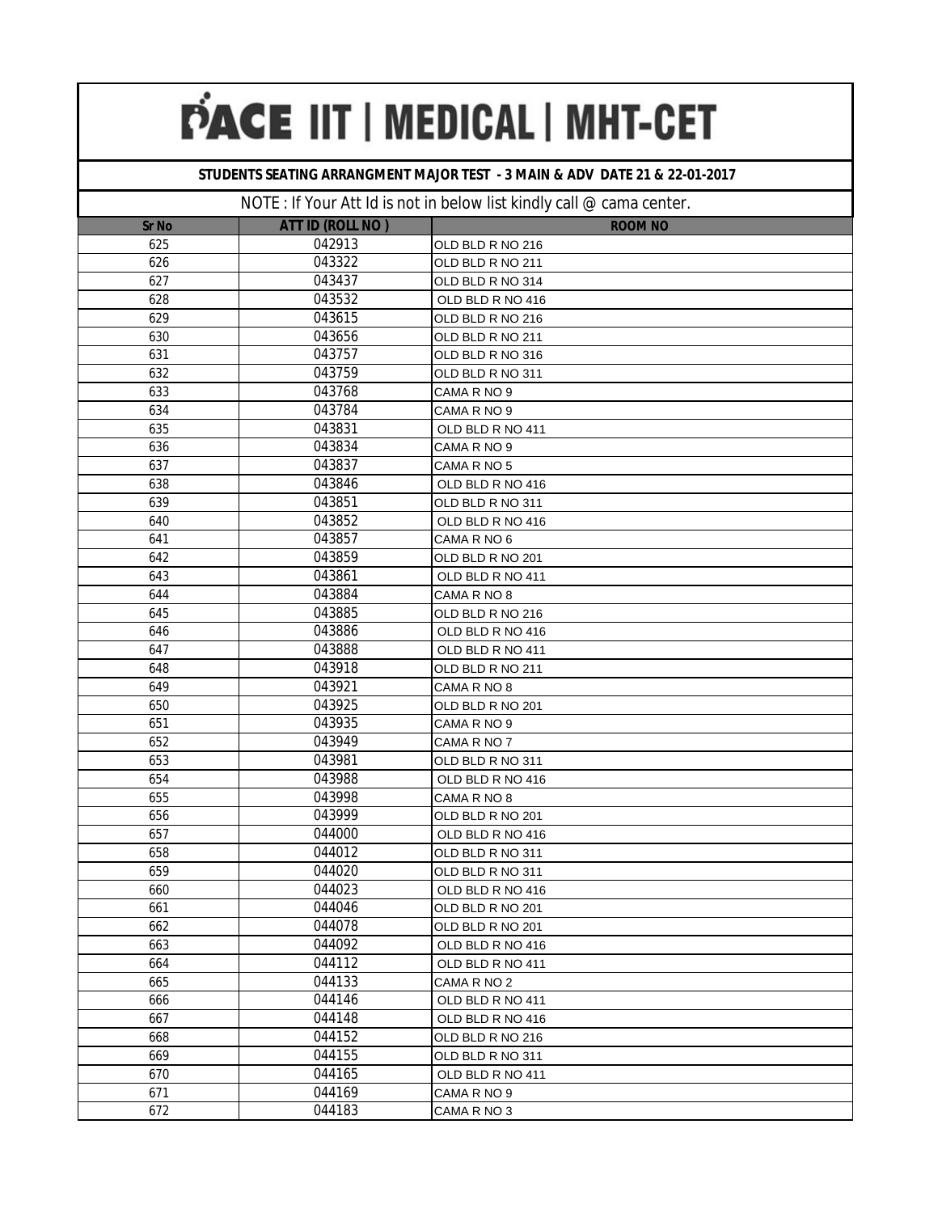# PACE IIT | MEDICAL | MHT-CET

**STUDENTS SEATING ARRANGMENT MAJOR TEST - 3 MAIN & ADV DATE 21 & 22-01-2017**

NOTE : If Your Att Id is not in below list kindly call @ cama center.

| Sr No | ATT ID (ROLL NO ) | ROOM NO |
|---|---|---|
| 625 | 042913 | OLD BLD R NO 216 |
| 626 | 043322 | OLD BLD R NO 211 |
| 627 | 043437 | OLD BLD R NO 314 |
| 628 | 043532 | OLD BLD R NO 416 |
| 629 | 043615 | OLD BLD R NO 216 |
| 630 | 043656 | OLD BLD R NO 211 |
| 631 | 043757 | OLD BLD R NO 316 |
| 632 | 043759 | OLD BLD R NO 311 |
| 633 | 043768 | CAMA R NO 9 |
| 634 | 043784 | CAMA R NO 9 |
| 635 | 043831 | OLD BLD R NO 411 |
| 636 | 043834 | CAMA R NO 9 |
| 637 | 043837 | CAMA R NO 5 |
| 638 | 043846 | OLD BLD R NO 416 |
| 639 | 043851 | OLD BLD R NO 311 |
| 640 | 043852 | OLD BLD R NO 416 |
| 641 | 043857 | CAMA R NO 6 |
| 642 | 043859 | OLD BLD R NO 201 |
| 643 | 043861 | OLD BLD R NO 411 |
| 644 | 043884 | CAMA R NO 8 |
| 645 | 043885 | OLD BLD R NO 216 |
| 646 | 043886 | OLD BLD R NO 416 |
| 647 | 043888 | OLD BLD R NO 411 |
| 648 | 043918 | OLD BLD R NO 211 |
| 649 | 043921 | CAMA R NO 8 |
| 650 | 043925 | OLD BLD R NO 201 |
| 651 | 043935 | CAMA R NO 9 |
| 652 | 043949 | CAMA R NO 7 |
| 653 | 043981 | OLD BLD R NO 311 |
| 654 | 043988 | OLD BLD R NO 416 |
| 655 | 043998 | CAMA R NO 8 |
| 656 | 043999 | OLD BLD R NO 201 |
| 657 | 044000 | OLD BLD R NO 416 |
| 658 | 044012 | OLD BLD R NO 311 |
| 659 | 044020 | OLD BLD R NO 311 |
| 660 | 044023 | OLD BLD R NO 416 |
| 661 | 044046 | OLD BLD R NO 201 |
| 662 | 044078 | OLD BLD R NO 201 |
| 663 | 044092 | OLD BLD R NO 416 |
| 664 | 044112 | OLD BLD R NO 411 |
| 665 | 044133 | CAMA R NO 2 |
| 666 | 044146 | OLD BLD R NO 411 |
| 667 | 044148 | OLD BLD R NO 416 |
| 668 | 044152 | OLD BLD R NO 216 |
| 669 | 044155 | OLD BLD R NO 311 |
| 670 | 044165 | OLD BLD R NO 411 |
| 671 | 044169 | CAMA R NO 9 |
| 672 | 044183 | CAMA R NO 3 |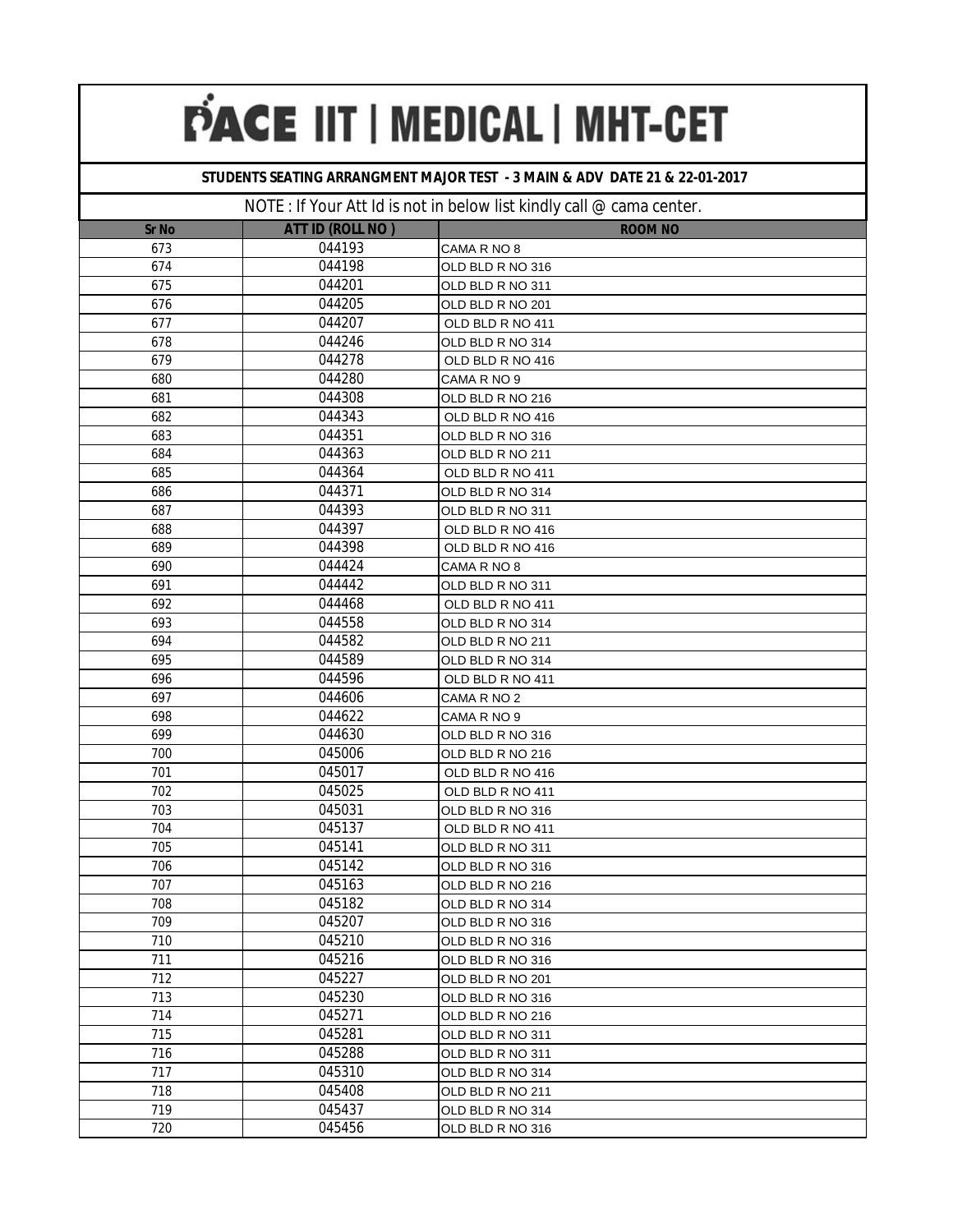# PACE IIT | MEDICAL | MHT-CET

**STUDENTS SEATING ARRANGMENT MAJOR TEST - 3 MAIN & ADV DATE 21 & 22-01-2017**

NOTE : If Your Att Id is not in below list kindly call @ cama center.

| Sr No | ATT ID (ROLL NO ) | ROOM NO |
|---|---|---|
| 673 | 044193 | CAMA R NO 8 |
| 674 | 044198 | OLD BLD R NO 316 |
| 675 | 044201 | OLD BLD R NO 311 |
| 676 | 044205 | OLD BLD R NO 201 |
| 677 | 044207 | OLD BLD R NO 411 |
| 678 | 044246 | OLD BLD R NO 314 |
| 679 | 044278 | OLD BLD R NO 416 |
| 680 | 044280 | CAMA R NO 9 |
| 681 | 044308 | OLD BLD R NO 216 |
| 682 | 044343 | OLD BLD R NO 416 |
| 683 | 044351 | OLD BLD R NO 316 |
| 684 | 044363 | OLD BLD R NO 211 |
| 685 | 044364 | OLD BLD R NO 411 |
| 686 | 044371 | OLD BLD R NO 314 |
| 687 | 044393 | OLD BLD R NO 311 |
| 688 | 044397 | OLD BLD R NO 416 |
| 689 | 044398 | OLD BLD R NO 416 |
| 690 | 044424 | CAMA R NO 8 |
| 691 | 044442 | OLD BLD R NO 311 |
| 692 | 044468 | OLD BLD R NO 411 |
| 693 | 044558 | OLD BLD R NO 314 |
| 694 | 044582 | OLD BLD R NO 211 |
| 695 | 044589 | OLD BLD R NO 314 |
| 696 | 044596 | OLD BLD R NO 411 |
| 697 | 044606 | CAMA R NO 2 |
| 698 | 044622 | CAMA R NO 9 |
| 699 | 044630 | OLD BLD R NO 316 |
| 700 | 045006 | OLD BLD R NO 216 |
| 701 | 045017 | OLD BLD R NO 416 |
| 702 | 045025 | OLD BLD R NO 411 |
| 703 | 045031 | OLD BLD R NO 316 |
| 704 | 045137 | OLD BLD R NO 411 |
| 705 | 045141 | OLD BLD R NO 311 |
| 706 | 045142 | OLD BLD R NO 316 |
| 707 | 045163 | OLD BLD R NO 216 |
| 708 | 045182 | OLD BLD R NO 314 |
| 709 | 045207 | OLD BLD R NO 316 |
| 710 | 045210 | OLD BLD R NO 316 |
| 711 | 045216 | OLD BLD R NO 316 |
| 712 | 045227 | OLD BLD R NO 201 |
| 713 | 045230 | OLD BLD R NO 316 |
| 714 | 045271 | OLD BLD R NO 216 |
| 715 | 045281 | OLD BLD R NO 311 |
| 716 | 045288 | OLD BLD R NO 311 |
| 717 | 045310 | OLD BLD R NO 314 |
| 718 | 045408 | OLD BLD R NO 211 |
| 719 | 045437 | OLD BLD R NO 314 |
| 720 | 045456 | OLD BLD R NO 316 |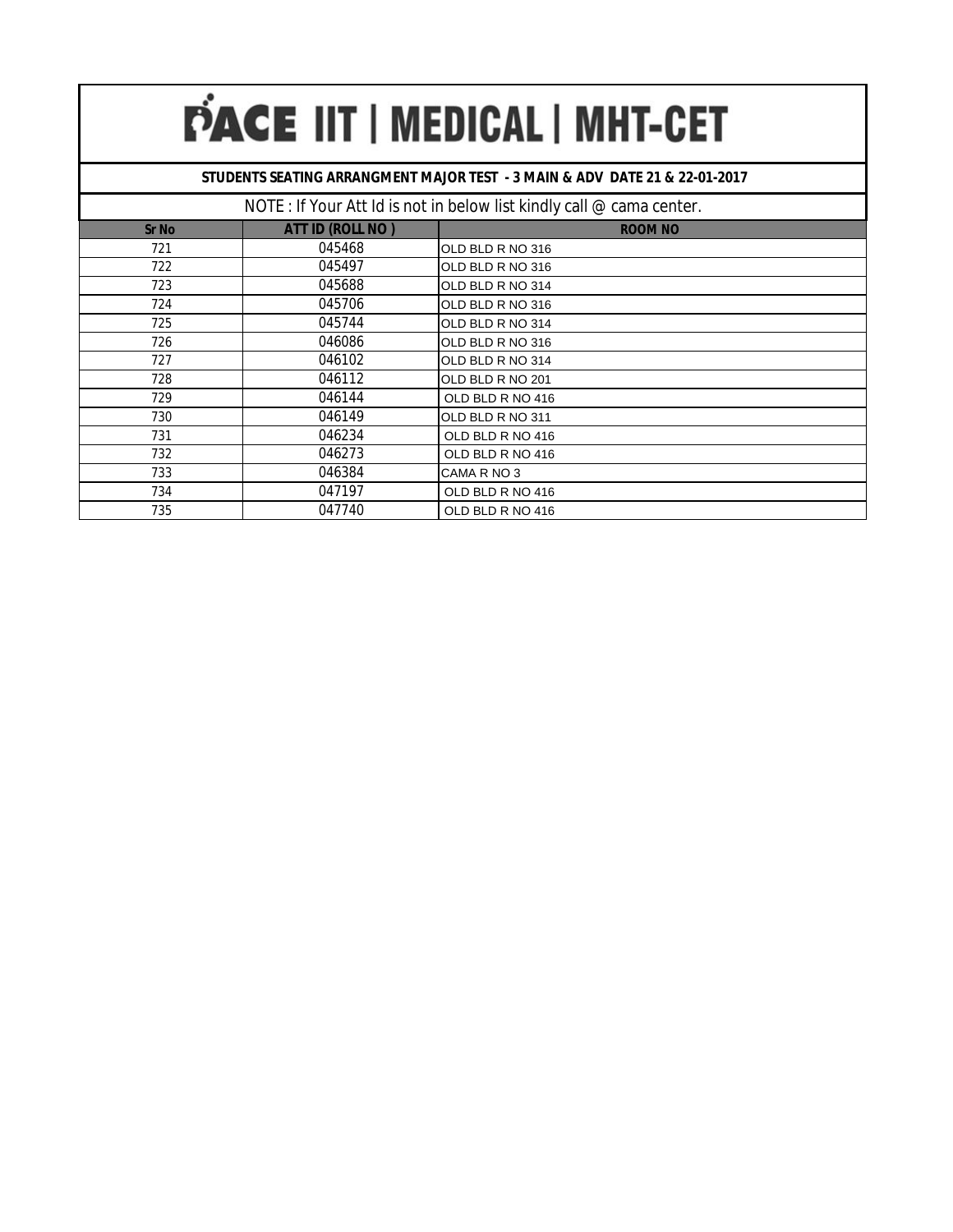# PACE IIT | MEDICAL | MHT-CET

**STUDENTS SEATING ARRANGMENT MAJOR TEST - 3 MAIN & ADV DATE 21 & 22-01-2017**

NOTE : If Your Att Id is not in below list kindly call @ cama center.

| Sr No | ATT ID (ROLL NO ) | ROOM NO |
|---|---|---|
| 721 | 045468 | OLD BLD R NO 316 |
| 722 | 045497 | OLD BLD R NO 316 |
| 723 | 045688 | OLD BLD R NO 314 |
| 724 | 045706 | OLD BLD R NO 316 |
| 725 | 045744 | OLD BLD R NO 314 |
| 726 | 046086 | OLD BLD R NO 316 |
| 727 | 046102 | OLD BLD R NO 314 |
| 728 | 046112 | OLD BLD R NO 201 |
| 729 | 046144 | OLD BLD R NO 416 |
| 730 | 046149 | OLD BLD R NO 311 |
| 731 | 046234 | OLD BLD R NO 416 |
| 732 | 046273 | OLD BLD R NO 416 |
| 733 | 046384 | CAMA R NO 3 |
| 734 | 047197 | OLD BLD R NO 416 |
| 735 | 047740 | OLD BLD R NO 416 |